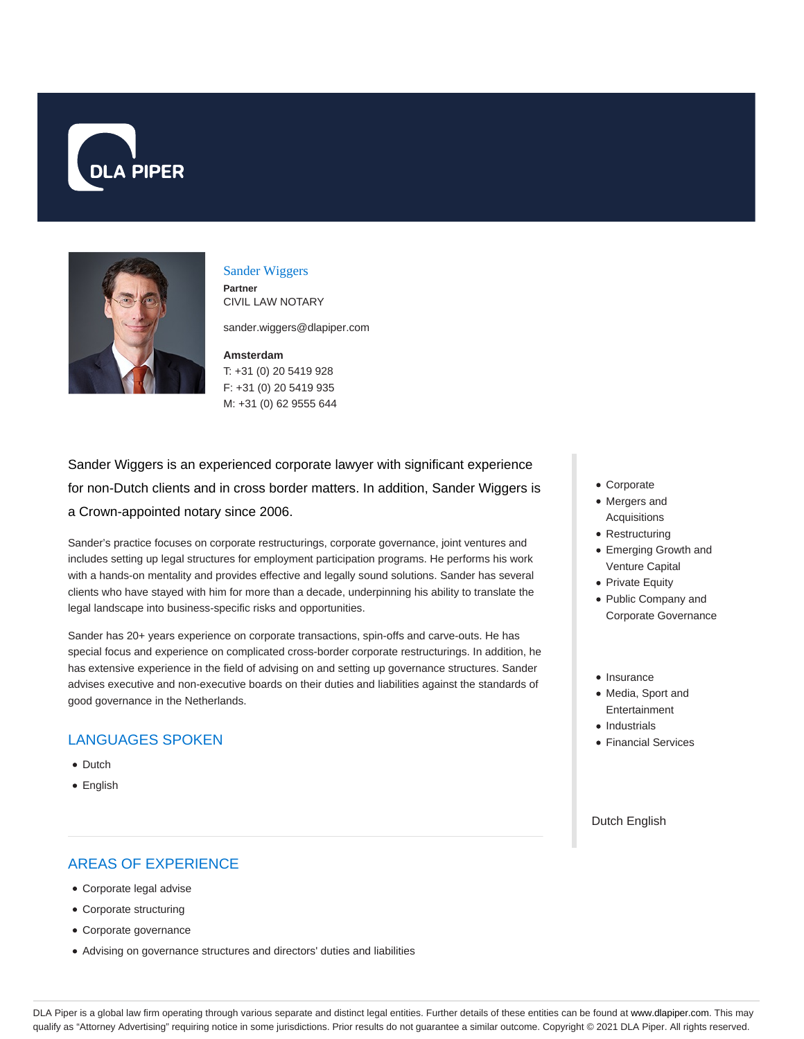DLA PIPER

## Sander Wiggers

**Partner**
CIVIL LAW NOTARY

sander.wiggers@dlapiper.com

**Amsterdam**
T: +31 (0) 20 5419 928
F: +31 (0) 20 5419 935
M: +31 (0) 62 9555 644

Sander Wiggers is an experienced corporate lawyer with significant experience for non-Dutch clients and in cross border matters. In addition, Sander Wiggers is a Crown-appointed notary since 2006.

Sander's practice focuses on corporate restructurings, corporate governance, joint ventures and includes setting up legal structures for employment participation programs. He performs his work with a hands-on mentality and provides effective and legally sound solutions. Sander has several clients who have stayed with him for more than a decade, underpinning his ability to translate the legal landscape into business-specific risks and opportunities.

Sander has 20+ years experience on corporate transactions, spin-offs and carve-outs. He has special focus and experience on complicated cross-border corporate restructurings. In addition, he has extensive experience in the field of advising on and setting up governance structures. Sander advises executive and non-executive boards on their duties and liabilities against the standards of good governance in the Netherlands.

## LANGUAGES SPOKEN

- Dutch
- English

## AREAS OF EXPERIENCE

- Corporate legal advise
- Corporate structuring
- Corporate governance
- Advising on governance structures and directors' duties and liabilities

- Corporate
- Mergers and Acquisitions
- Restructuring
- Emerging Growth and Venture Capital
- Private Equity
- Public Company and Corporate Governance

- Insurance
- Media, Sport and Entertainment
- Industrials
- Financial Services

Dutch English

DLA Piper is a global law firm operating through various separate and distinct legal entities. Further details of these entities can be found at www.dlapiper.com. This may qualify as "Attorney Advertising" requiring notice in some jurisdictions. Prior results do not guarantee a similar outcome. Copyright © 2021 DLA Piper. All rights reserved.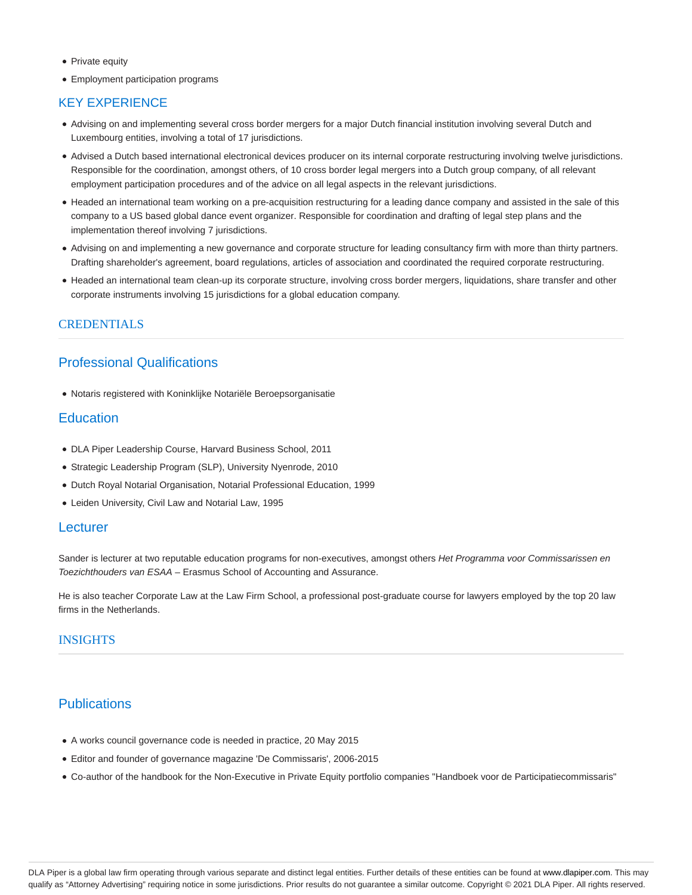- Private equity
- Employment participation programs

## KEY EXPERIENCE

- Advising on and implementing several cross border mergers for a major Dutch financial institution involving several Dutch and Luxembourg entities, involving a total of 17 jurisdictions.
- Advised a Dutch based international electronical devices producer on its internal corporate restructuring involving twelve jurisdictions. Responsible for the coordination, amongst others, of 10 cross border legal mergers into a Dutch group company, of all relevant employment participation procedures and of the advice on all legal aspects in the relevant jurisdictions.
- Headed an international team working on a pre-acquisition restructuring for a leading dance company and assisted in the sale of this company to a US based global dance event organizer. Responsible for coordination and drafting of legal step plans and the implementation thereof involving 7 jurisdictions.
- Advising on and implementing a new governance and corporate structure for leading consultancy firm with more than thirty partners. Drafting shareholder's agreement, board regulations, articles of association and coordinated the required corporate restructuring.
- Headed an international team clean-up its corporate structure, involving cross border mergers, liquidations, share transfer and other corporate instruments involving 15 jurisdictions for a global education company.

## CREDENTIALS

### Professional Qualifications

- Notaris registered with Koninklijke Notariële Beroepsorganisatie

### Education

- DLA Piper Leadership Course, Harvard Business School, 2011
- Strategic Leadership Program (SLP), University Nyenrode, 2010
- Dutch Royal Notarial Organisation, Notarial Professional Education, 1999
- Leiden University, Civil Law and Notarial Law, 1995

### Lecturer

Sander is lecturer at two reputable education programs for non-executives, amongst others *Het Programma voor Commissarissen en Toezichthouders van ESAA* – Erasmus School of Accounting and Assurance.

He is also teacher Corporate Law at the Law Firm School, a professional post-graduate course for lawyers employed by the top 20 law firms in the Netherlands.

## INSIGHTS

### Publications

- A works council governance code is needed in practice, 20 May 2015
- Editor and founder of governance magazine 'De Commissaris', 2006-2015
- Co-author of the handbook for the Non-Executive in Private Equity portfolio companies "Handboek voor de Participatiecommissaris"

DLA Piper is a global law firm operating through various separate and distinct legal entities. Further details of these entities can be found at www.dlapiper.com. This may qualify as "Attorney Advertising" requiring notice in some jurisdictions. Prior results do not guarantee a similar outcome. Copyright © 2021 DLA Piper. All rights reserved.